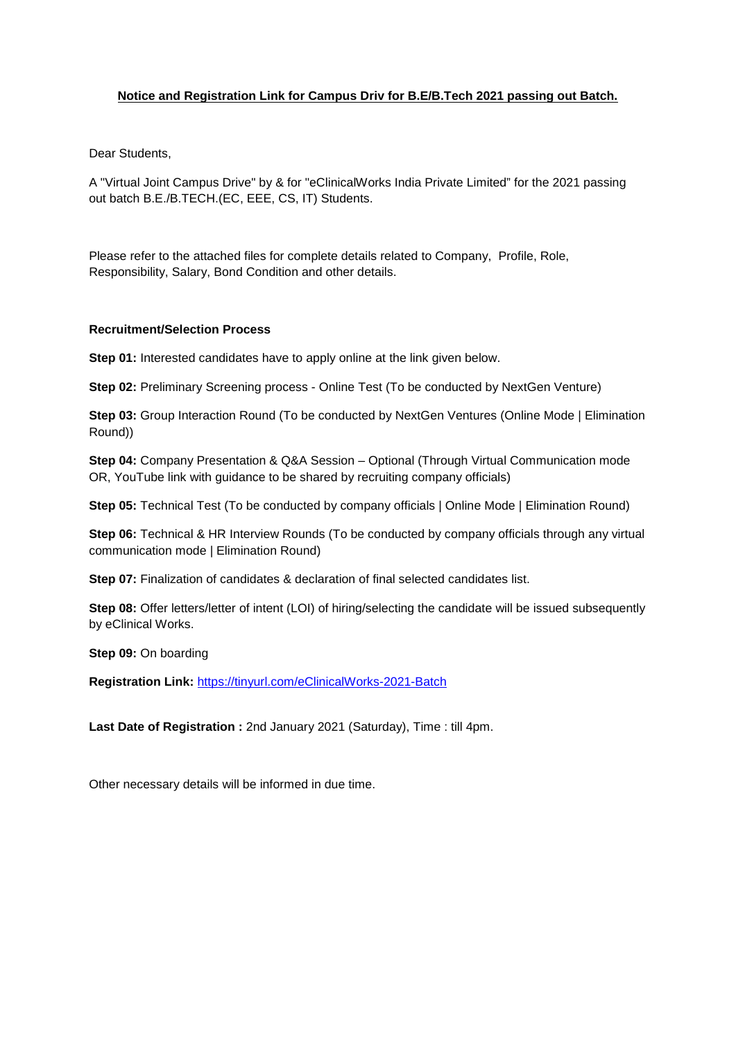**<u>Notice and Registration Link for Campus Driv for B.E/B.Tech 2021 passing out Batch.</u>**

Dear Students,

A "Virtual Joint Campus Drive" by & for "eClinicalWorks India Private Limited" for the 2021 passing out batch B.E./B.TECH.(EC, EEE, CS, IT) Students.

Please refer to the attached files for complete details related to Company, Profile, Role, Responsibility, Salary, Bond Condition and other details.

**Recruitment/Selection Process**

**Step 01:** Interested candidates have to apply online at the link given below.

**Step 02:** Preliminary Screening process - Online Test (To be conducted by NextGen Venture)

**Step 03:** Group Interaction Round (To be conducted by NextGen Ventures (Online Mode | Elimination Round))

**Step 04:** Company Presentation & Q&A Session – Optional (Through Virtual Communication mode OR, YouTube link with guidance to be shared by recruiting company officials)

**Step 05:** Technical Test (To be conducted by company officials | Online Mode | Elimination Round)

**Step 06:** Technical & HR Interview Rounds (To be conducted by company officials through any virtual communication mode | Elimination Round)

**Step 07:** Finalization of candidates & declaration of final selected candidates list.

**Step 08:** Offer letters/letter of intent (LOI) of hiring/selecting the candidate will be issued subsequently by eClinical Works.

**Step 09:** On boarding

**Registration Link:** https://tinyurl.com/eClinicalWorks-2021-Batch

**Last Date of Registration :** 2nd January 2021 (Saturday), Time : till 4pm.

Other necessary details will be informed in due time.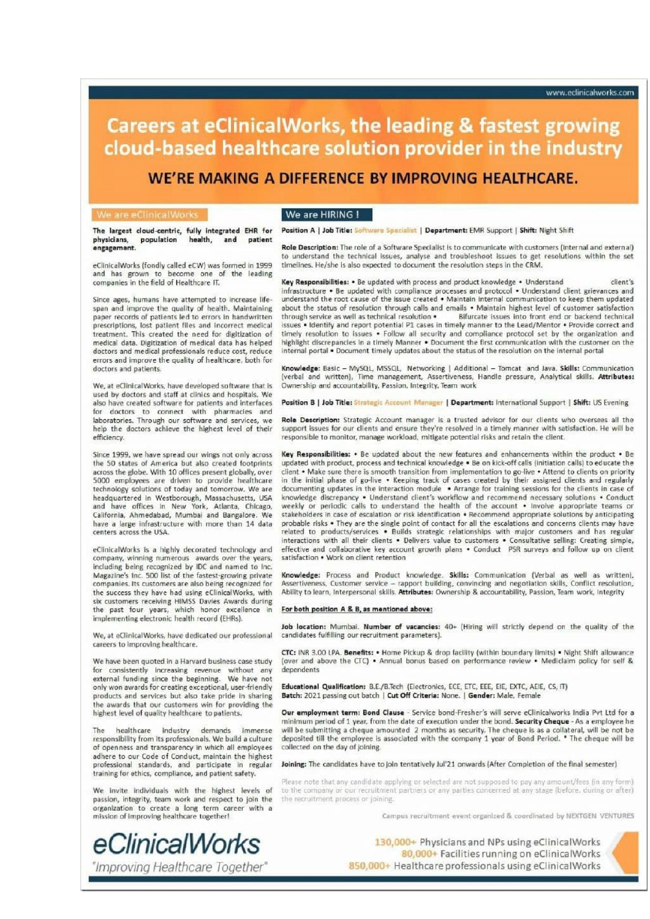www.eclinicalworks.com

# Careers at eClinicalWorks, the leading & fastest growing cloud-based healthcare solution provider in the industry

## WE'RE MAKING A DIFFERENCE BY IMPROVING HEALTHCARE.

### We are eClinicalWorks

**The largest cloud-centric, fully integrated EHR for physicians, population health, and patient engagement.**

eClinicalWorks (fondly called eCW) was formed in 1999 and has grown to become one of the leading companies in the field of Healthcare IT.

Since ages, humans have attempted to increase life-span and improve the quality of health. Maintaining paper records of patients led to errors in handwritten prescriptions, lost patient files and incorrect medical treatment. This created the need for digitization of medical data. Digitization of medical data has helped doctors and medical professionals reduce cost, reduce errors and improve the quality of healthcare, both for doctors and patients.

We, at eClinicalWorks, have developed software that is used by doctors and staff at clinics and hospitals. We also have created software for patients and interfaces for doctors to connect with pharmacies and laboratories. Through our software and services, we help the doctors achieve the highest level of their efficiency.

Since 1999, we have spread our wings not only across the 50 states of America but also created footprints across the globe. With 10 offices present globally, over 5000 employees are driven to provide healthcare technology solutions of today and tomorrow. We are headquartered in Westborough, Massachusetts, USA and have offices in New York, Atlanta, Chicago, California, Ahmedabad, Mumbai and Bangalore. We have a large infrastructure with more than 14 data centers across the USA.

eClinicalWorks is a highly decorated technology and company, winning numerous awards over the years, including being recognized by IDC and named to Inc. Magazine's Inc. 500 list of the fastest-growing private companies. Its customers are also being recognized for the success they have had using eClinicalWorks, with six customers receiving HIMSS Davies Awards during the past four years, which honor excellence in implementing electronic health record (EHRs).

We, at eClinicalWorks, have dedicated our professional careers to improving healthcare.

We have been quoted in a Harvard business case study for consistently increasing revenue without any external funding since the beginning. We have not only won awards for creating exceptional, user-friendly products and services but also take pride in sharing the awards that our customers win for providing the highest level of quality healthcare to patients.

The healthcare industry demands immense responsibility from its professionals. We build a culture of openness and transparency in which all employees adhere to our Code of Conduct, maintain the highest professional standards, and participate in regular training for ethics, compliance, and patient safety.

We invite individuals with the highest levels of passion, integrity, team work and respect to join the organization to create a long term career with a mission of improving healthcare together!

### We are HIRING !

**Position A | Job Title:** Software Specialist | **Department:** EMR Support | **Shift:** Night Shift

**Role Description:** The role of a Software Specialist is to communicate with customers (internal and external) to understand the technical issues, analyse and troubleshoot issues to get resolutions within the set timelines. He/she is also expected to document the resolution steps in the CRM.

**Key Responsibilities:** • Be updated with process and product knowledge • Understand client's infrastructure • Be updated with compliance processes and protocol • Understand client grievances and understand the root cause of the issue created • Maintain internal communication to keep them updated about the status of resolution through calls and emails • Maintain highest level of customer satisfaction through service as well as technical resolution • Bifurcate issues into front end or backend technical issues • Identify and report potential P1 cases in timely manner to the Lead/Mentor • Provide correct and timely resolution to issues • Follow all security and compliance protocol set by the organization and highlight discrepancies in a timely Manner • Document the first communication with the customer on the internal portal • Document timely updates about the status of the resolution on the internal portal

**Knowledge:** Basic – MySQL, MSSQL, Networking | Additional – Tomcat and Java. **Skills:** Communication (verbal and written), Time management, Assertiveness, Handle pressure, Analytical skills. **Attributes:** Ownership and accountability, Passion, Integrity, Team work

**Position B | Job Title:** Strategic Account Manager | **Department:** International Support | **Shift:** US Evening

**Role Description:** Strategic Account manager is a trusted advisor for our clients who oversees all the support issues for our clients and ensure they're resolved in a timely manner with satisfaction. He will be responsible to monitor, manage workload, mitigate potential risks and retain the client.

**Key Responsibilities:** • Be updated about the new features and enhancements within the product • Be updated with product, process and technical knowledge • Be on kick-off calls (initiation calls) to educate the client • Make sure there is smooth transition from implementation to go-live • Attend to clients on priority in the initial phase of go-live • Keeping track of cases created by their assigned clients and regularly documenting updates in the interaction module • Arrange for training sessions for the clients in case of knowledge discrepancy • Understand client's workflow and recommend necessary solutions • Conduct weekly or periodic calls to understand the health of the account • Involve appropriate teams or stakeholders in case of escalation or risk identification • Recommend appropriate solutions by anticipating probable risks • They are the single point of contact for all the escalations and concerns clients may have related to products/services • Builds strategic relationships with major customers and has regular interactions with all their clients • Delivers value to customers • Consultative selling: Creating simple, effective and collaborative key account growth plans • Conduct PSR surveys and follow up on client satisfaction • Work on client retention

**Knowledge:** Process and Product knowledge. **Skills:** Communication (Verbal as well as written), Assertiveness, Customer service – rapport building, convincing and negotiation skills, Conflict resolution, Ability to learn, Interpersonal skills. **Attributes:** Ownership & accountability, Passion, Team work, Integrity

**For both position A & B, as mentioned above:**

**Job location:** Mumbai. **Number of vacancies:** 40+ (Hiring will strictly depend on the quality of the candidates fulfilling our recruitment parameters).

**CTC:** INR 3.00 LPA. **Benefits:** • Home Pickup & drop facility (within boundary limits) • Night Shift allowance (over and above the CTC) • Annual bonus based on performance review • Mediclaim policy for self & dependents

**Educational Qualification:** B.E./B.Tech (Electronics, ECE, ETC, EEE, EIE, EXTC, AEIE, CS, IT)
**Batch:** 2021 passing out batch | **Cut Off Criteria:** None. | **Gender:** Male, Female

**Our employment term: Bond Clause** - Service bond-Fresher's will serve eClinicalworks India Pvt Ltd for a minimum period of 1 year, from the date of execution under the bond. **Security Cheque** - As a employee he will be submitting a cheque amounted 2 months as security. The cheque is as a collateral, will be not be deposited till the employee is associated with the company 1 year of Bond Period. * The cheque will be collected on the day of joining.

**Joining:** The candidates have to join tentatively Jul'21 onwards (After Completion of the final semester)

Please note that any candidate applying or selected are not supposed to pay any amount/fees (in any form) to the company or our recruitment partners or any parties concerned at any stage (before, during or after) the recruitment process or joining.

Campus recruitment event organized & coordinated by NEXTGEN VENTURES

eClinicalWorks
"Improving Healthcare Together"

130,000+ Physicians and NPs using eClinicalWorks
80,000+ Facilities running on eClinicalWorks
850,000+ Healthcare professionals using eClinicalWorks